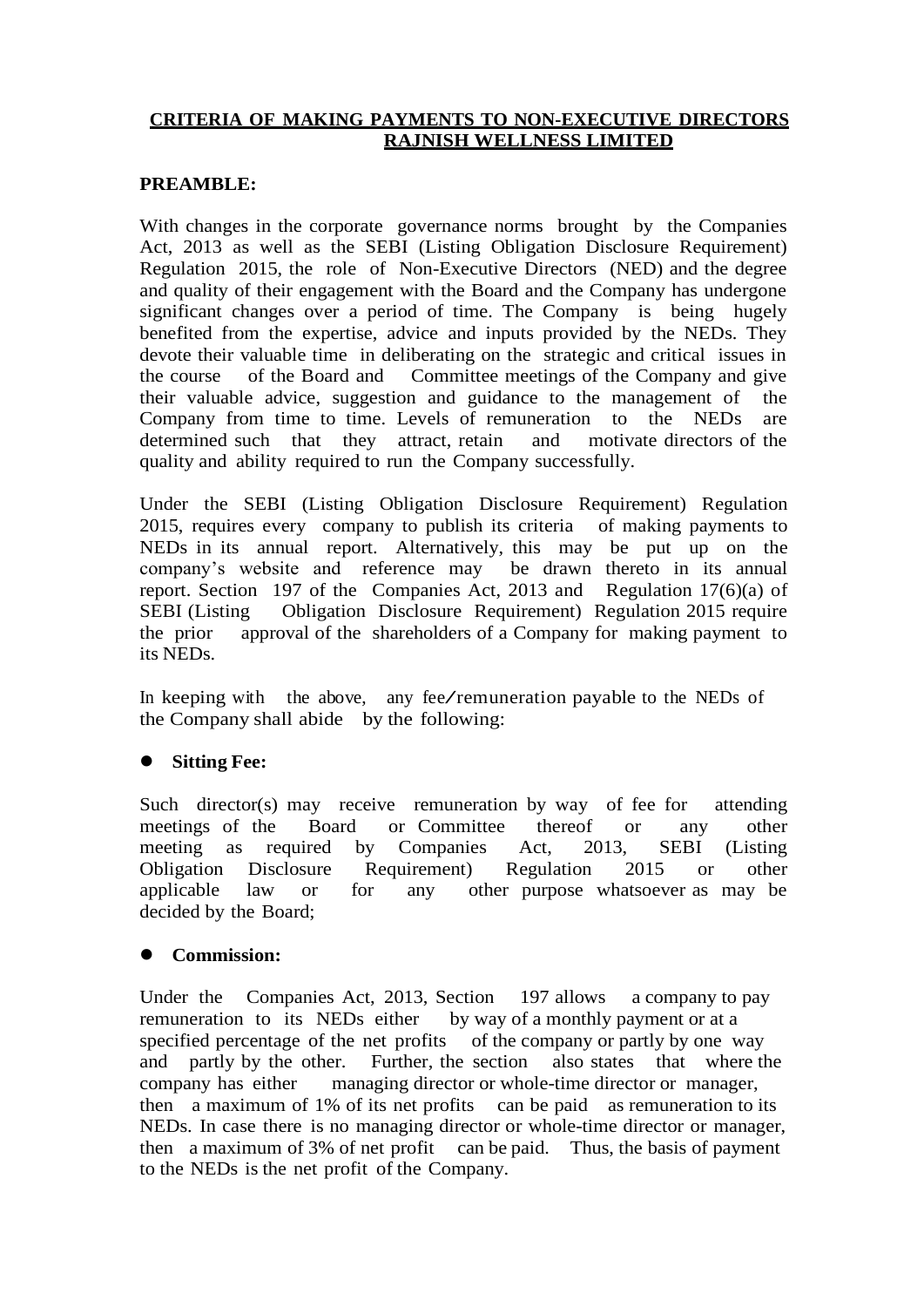# CRITERIA OF MAKING PAYMENTS TO NON-EXECUTIVE DIRECTORS RAJNISH WELLNESS LIMITED

**PREAMBLE:**

With changes in the corporate governance norms brought by the Companies Act, 2013 as well as the SEBI (Listing Obligation Disclosure Requirement) Regulation 2015, the role of Non-Executive Directors (NED) and the degree and quality of their engagement with the Board and the Company has undergone significant changes over a period of time. The Company is being hugely benefited from the expertise, advice and inputs provided by the NEDs. They devote their valuable time in deliberating on the strategic and critical issues in the course of the Board and Committee meetings of the Company and give their valuable advice, suggestion and guidance to the management of the Company from time to time. Levels of remuneration to the NEDs are determined such that they attract, retain and motivate directors of the quality and ability required to run the Company successfully.

Under the SEBI (Listing Obligation Disclosure Requirement) Regulation 2015, requires every company to publish its criteria of making payments to NEDs in its annual report. Alternatively, this may be put up on the company's website and reference may be drawn thereto in its annual report. Section 197 of the Companies Act, 2013 and Regulation 17(6)(a) of SEBI (Listing Obligation Disclosure Requirement) Regulation 2015 require the prior approval of the shareholders of a Company for making payment to its NEDs.

In keeping with the above, any fee/remuneration payable to the NEDs of the Company shall abide by the following:

- **Sitting Fee:**

Such director(s) may receive remuneration by way of fee for attending meetings of the Board or Committee thereof or any other meeting as required by Companies Act, 2013, SEBI (Listing Obligation Disclosure Requirement) Regulation 2015 or other applicable law or for any other purpose whatsoever as may be decided by the Board;

- **Commission:**

Under the Companies Act, 2013, Section 197 allows a company to pay remuneration to its NEDs either by way of a monthly payment or at a specified percentage of the net profits of the company or partly by one way and partly by the other. Further, the section also states that where the company has either managing director or whole-time director or manager, then a maximum of 1% of its net profits can be paid as remuneration to its NEDs. In case there is no managing director or whole-time director or manager, then a maximum of 3% of net profit can be paid. Thus, the basis of payment to the NEDs is the net profit of the Company.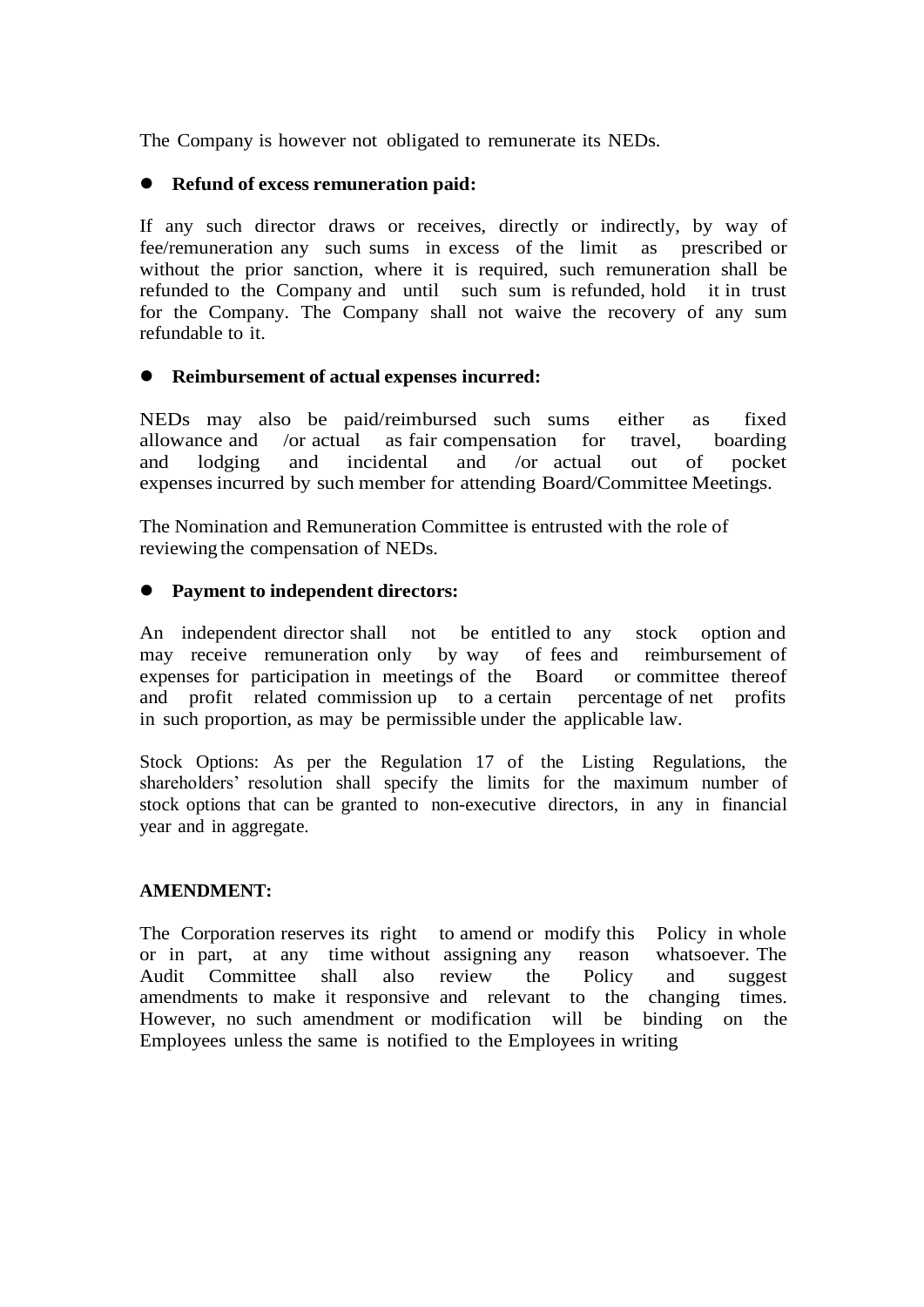The Company is however not obligated to remunerate its NEDs.

- **Refund of excess remuneration paid:**

If any such director draws or receives, directly or indirectly, by way of fee/remuneration any such sums in excess of the limit as prescribed or without the prior sanction, where it is required, such remuneration shall be refunded to the Company and until such sum is refunded, hold it in trust for the Company. The Company shall not waive the recovery of any sum refundable to it.

- **Reimbursement of actual expenses incurred:**

NEDs may also be paid/reimbursed such sums either as fixed allowance and /or actual as fair compensation for travel, boarding and lodging and incidental and /or actual out of pocket expenses incurred by such member for attending Board/Committee Meetings.

The Nomination and Remuneration Committee is entrusted with the role of reviewing the compensation of NEDs.

- **Payment to independent directors:**

An independent director shall not be entitled to any stock option and may receive remuneration only by way of fees and reimbursement of expenses for participation in meetings of the Board or committee thereof and profit related commission up to a certain percentage of net profits in such proportion, as may be permissible under the applicable law.

Stock Options: As per the Regulation 17 of the Listing Regulations, the shareholders' resolution shall specify the limits for the maximum number of stock options that can be granted to non-executive directors, in any in financial year and in aggregate.

**AMENDMENT:**

The Corporation reserves its right to amend or modify this Policy in whole or in part, at any time without assigning any reason whatsoever. The Audit Committee shall also review the Policy and suggest amendments to make it responsive and relevant to the changing times. However, no such amendment or modification will be binding on the Employees unless the same is notified to the Employees in writing